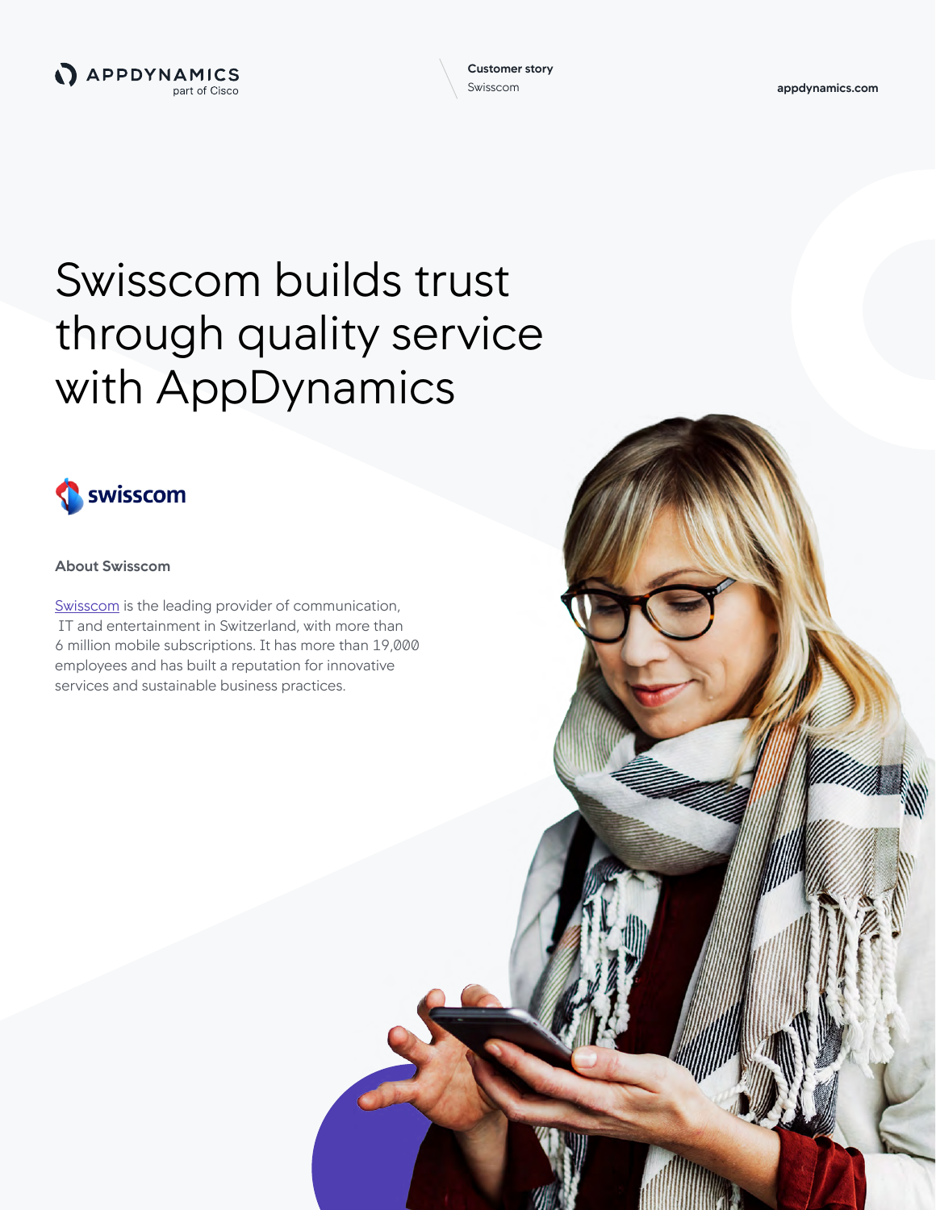Customer story
Swisscom

# Swisscom builds trust through quality service with AppDynamics

## About Swisscom

Swisscom is the leading provider of communication, IT and entertainment in Switzerland, with more than 6 million mobile subscriptions. It has more than 19,000 employees and has built a reputation for innovative services and sustainable business practices.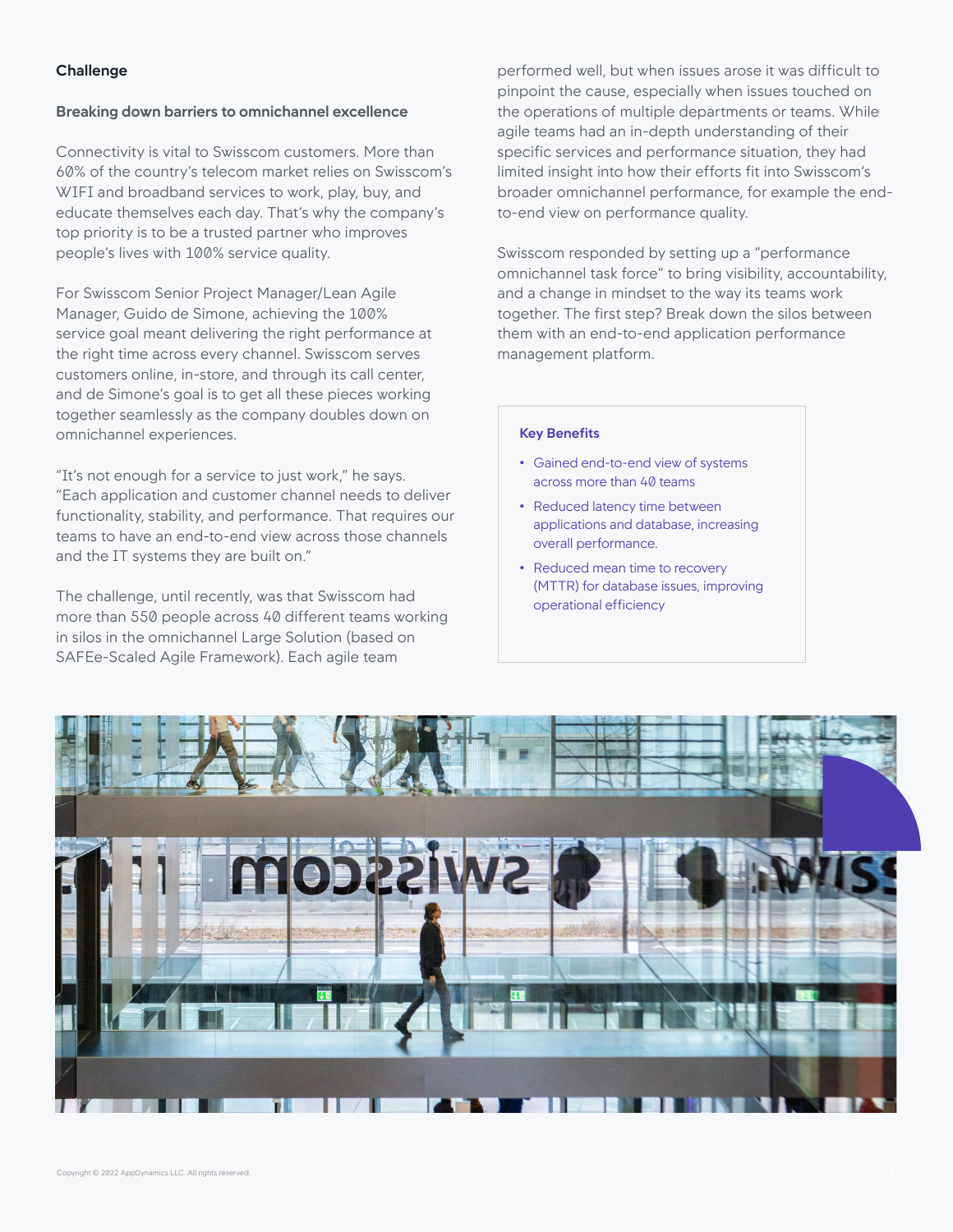## Challenge

### Breaking down barriers to omnichannel excellence

Connectivity is vital to Swisscom customers. More than 60% of the country's telecom market relies on Swisscom's WIFI and broadband services to work, play, buy, and educate themselves each day. That's why the company's top priority is to be a trusted partner who improves people's lives with 100% service quality.

For Swisscom Senior Project Manager/Lean Agile Manager, Guido de Simone, achieving the 100% service goal meant delivering the right performance at the right time across every channel. Swisscom serves customers online, in-store, and through its call center, and de Simone's goal is to get all these pieces working together seamlessly as the company doubles down on omnichannel experiences.

"It's not enough for a service to just work," he says. "Each application and customer channel needs to deliver functionality, stability, and performance. That requires our teams to have an end-to-end view across those channels and the IT systems they are built on."

The challenge, until recently, was that Swisscom had more than 550 people across 40 different teams working in silos in the omnichannel Large Solution (based on SAFEe-Scaled Agile Framework). Each agile team performed well, but when issues arose it was difficult to pinpoint the cause, especially when issues touched on the operations of multiple departments or teams. While agile teams had an in-depth understanding of their specific services and performance situation, they had limited insight into how their efforts fit into Swisscom's broader omnichannel performance, for example the end-to-end view on performance quality.

Swisscom responded by setting up a "performance omnichannel task force" to bring visibility, accountability, and a change in mindset to the way its teams work together. The first step? Break down the silos between them with an end-to-end application performance management platform.

**Key Benefits**

- Gained end-to-end view of systems across more than 40 teams
- Reduced latency time between applications and database, increasing overall performance.
- Reduced mean time to recovery (MTTR) for database issues, improving operational efficiency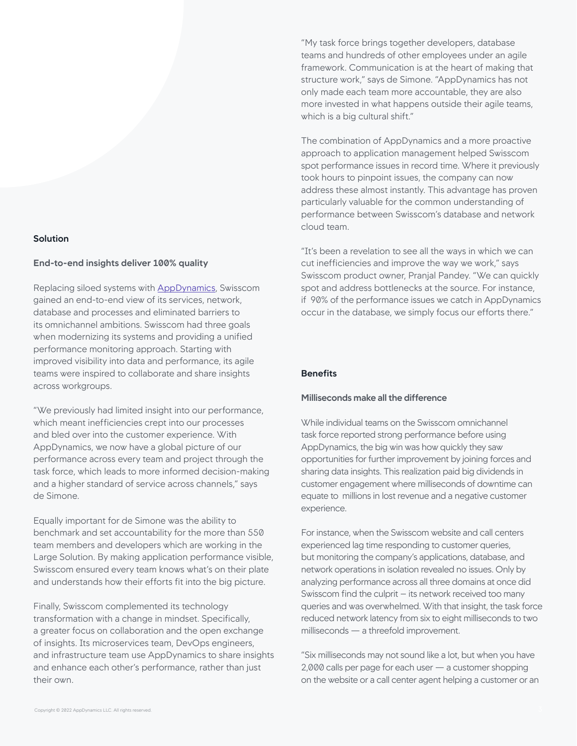## Solution

### End-to-end insights deliver 100% quality

Replacing siloed systems with [AppDynamics](AppDynamics), Swisscom gained an end-to-end view of its services, network, database and processes and eliminated barriers to its omnichannel ambitions. Swisscom had three goals when modernizing its systems and providing a unified performance monitoring approach. Starting with improved visibility into data and performance, its agile teams were inspired to collaborate and share insights across workgroups.

"We previously had limited insight into our performance, which meant inefficiencies crept into our processes and bled over into the customer experience. With AppDynamics, we now have a global picture of our performance across every team and project through the task force, which leads to more informed decision-making and a higher standard of service across channels," says de Simone.

Equally important for de Simone was the ability to benchmark and set accountability for the more than 550 team members and developers which are working in the Large Solution. By making application performance visible, Swisscom ensured every team knows what's on their plate and understands how their efforts fit into the big picture.

Finally, Swisscom complemented its technology transformation with a change in mindset. Specifically, a greater focus on collaboration and the open exchange of insights. Its microservices team, DevOps engineers, and infrastructure team use AppDynamics to share insights and enhance each other's performance, rather than just their own.

"My task force brings together developers, database teams and hundreds of other employees under an agile framework. Communication is at the heart of making that structure work," says de Simone. "AppDynamics has not only made each team more accountable, they are also more invested in what happens outside their agile teams, which is a big cultural shift."

The combination of AppDynamics and a more proactive approach to application management helped Swisscom spot performance issues in record time. Where it previously took hours to pinpoint issues, the company can now address these almost instantly. This advantage has proven particularly valuable for the common understanding of performance between Swisscom's database and network cloud team.

"It's been a revelation to see all the ways in which we can cut inefficiencies and improve the way we work," says Swisscom product owner, Pranjal Pandey. "We can quickly spot and address bottlenecks at the source. For instance, if 90% of the performance issues we catch in AppDynamics occur in the database, we simply focus our efforts there."

## Benefits

### Milliseconds make all the difference

While individual teams on the Swisscom omnichannel task force reported strong performance before using AppDynamics, the big win was how quickly they saw opportunities for further improvement by joining forces and sharing data insights. This realization paid big dividends in customer engagement where milliseconds of downtime can equate to millions in lost revenue and a negative customer experience.

For instance, when the Swisscom website and call centers experienced lag time responding to customer queries, but monitoring the company's applications, database, and network operations in isolation revealed no issues. Only by analyzing performance across all three domains at once did Swisscom find the culprit – its network received too many queries and was overwhelmed. With that insight, the task force reduced network latency from six to eight milliseconds to two milliseconds — a threefold improvement.

"Six milliseconds may not sound like a lot, but when you have 2,000 calls per page for each user — a customer shopping on the website or a call center agent helping a customer or an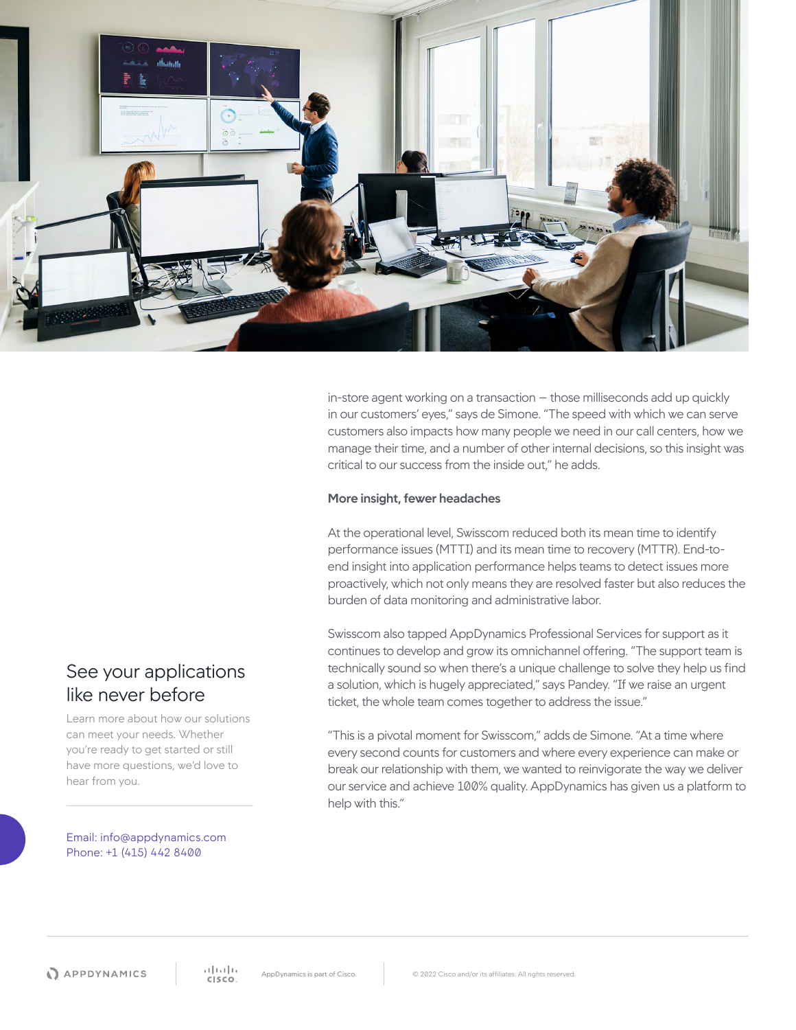in-store agent working on a transaction — those milliseconds add up quickly in our customers' eyes," says de Simone. "The speed with which we can serve customers also impacts how many people we need in our call centers, how we manage their time, and a number of other internal decisions, so this insight was critical to our success from the inside out," he adds.

**More insight, fewer headaches**

At the operational level, Swisscom reduced both its mean time to identify performance issues (MTTI) and its mean time to recovery (MTTR). End-to-end insight into application performance helps teams to detect issues more proactively, which not only means they are resolved faster but also reduces the burden of data monitoring and administrative labor.

Swisscom also tapped AppDynamics Professional Services for support as it continues to develop and grow its omnichannel offering. "The support team is technically sound so when there's a unique challenge to solve they help us find a solution, which is hugely appreciated," says Pandey. "If we raise an urgent ticket, the whole team comes together to address the issue."

"This is a pivotal moment for Swisscom," adds de Simone. "At a time where every second counts for customers and where every experience can make or break our relationship with them, we wanted to reinvigorate the way we deliver our service and achieve 100% quality. AppDynamics has given us a platform to help with this."

## See your applications like never before

Learn more about how our solutions can meet your needs. Whether you're ready to get started or still have more questions, we'd love to hear from you.

Email: info@appdynamics.com
Phone: +1 (415) 442 8400

AppDynamics is part of Cisco.

© 2022 Cisco and/or its affiliates. All rights reserved.